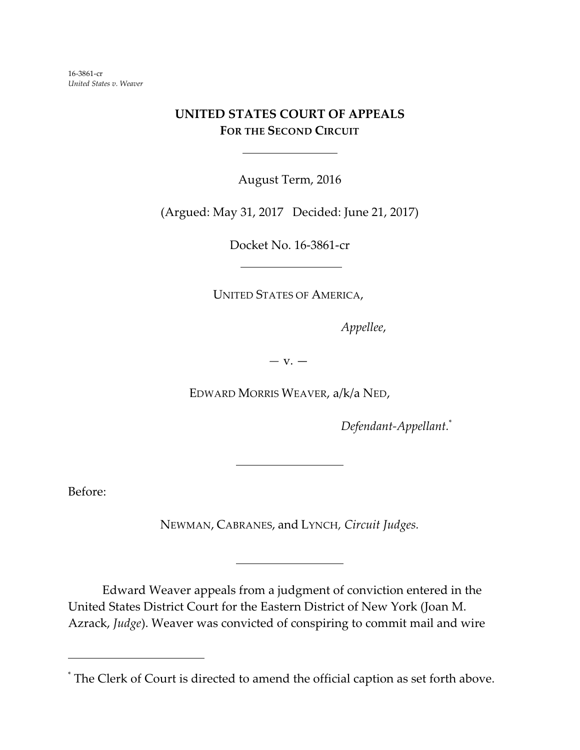16-3861-cr
*United States v. Weaver*

# UNITED STATES COURT OF APPEALS
## FOR THE SECOND CIRCUIT

---

August Term, 2016

(Argued: May 31, 2017 Decided: June 21, 2017)

Docket No. 16-3861-cr

---

UNITED STATES OF AMERICA,

*Appellee*,

— v. —

EDWARD MORRIS WEAVER, a/k/a NED,

*Defendant-Appellant.*[*]

---

Before:

NEWMAN, CABRANES, and LYNCH, *Circuit Judges.*

---

Edward Weaver appeals from a judgment of conviction entered in the United States District Court for the Eastern District of New York (Joan M. Azrack, *Judge*). Weaver was convicted of conspiring to commit mail and wire

---

[*] The Clerk of Court is directed to amend the official caption as set forth above.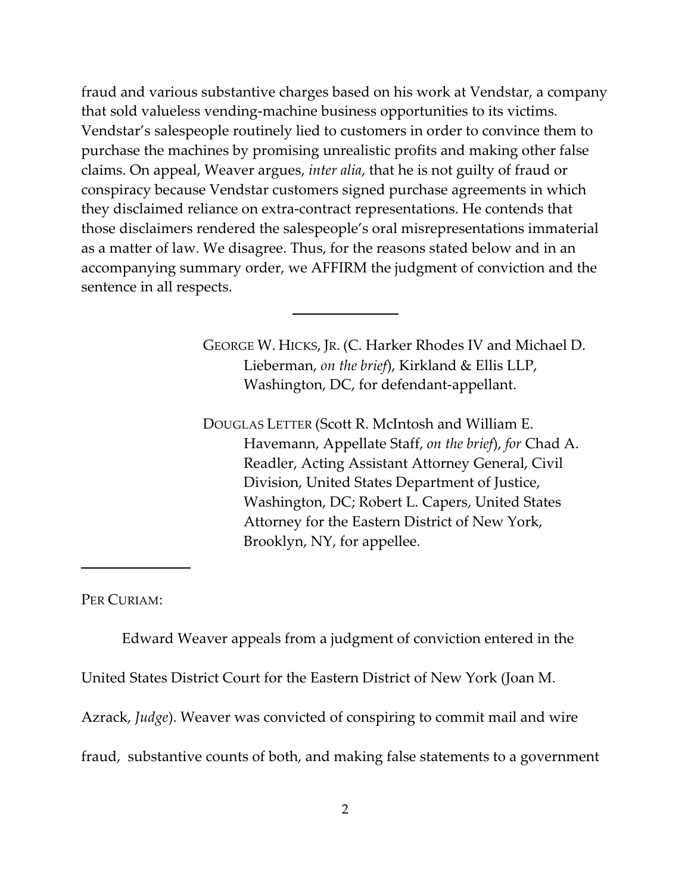fraud and various substantive charges based on his work at Vendstar, a company that sold valueless vending-machine business opportunities to its victims. Vendstar's salespeople routinely lied to customers in order to convince them to purchase the machines by promising unrealistic profits and making other false claims. On appeal, Weaver argues, *inter alia*, that he is not guilty of fraud or conspiracy because Vendstar customers signed purchase agreements in which they disclaimed reliance on extra-contract representations. He contends that those disclaimers rendered the salespeople's oral misrepresentations immaterial as a matter of law. We disagree. Thus, for the reasons stated below and in an accompanying summary order, we AFFIRM the judgment of conviction and the sentence in all respects.

---

GEORGE W. HICKS, JR. (C. Harker Rhodes IV and Michael D. Lieberman, *on the brief*), Kirkland & Ellis LLP, Washington, DC, for defendant-appellant.

DOUGLAS LETTER (Scott R. McIntosh and William E. Havemann, Appellate Staff, *on the brief*), *for* Chad A. Readler, Acting Assistant Attorney General, Civil Division, United States Department of Justice, Washington, DC; Robert L. Capers, United States Attorney for the Eastern District of New York, Brooklyn, NY, for appellee.

---

PER CURIAM:

Edward Weaver appeals from a judgment of conviction entered in the United States District Court for the Eastern District of New York (Joan M. Azrack, *Judge*). Weaver was convicted of conspiring to commit mail and wire fraud, substantive counts of both, and making false statements to a government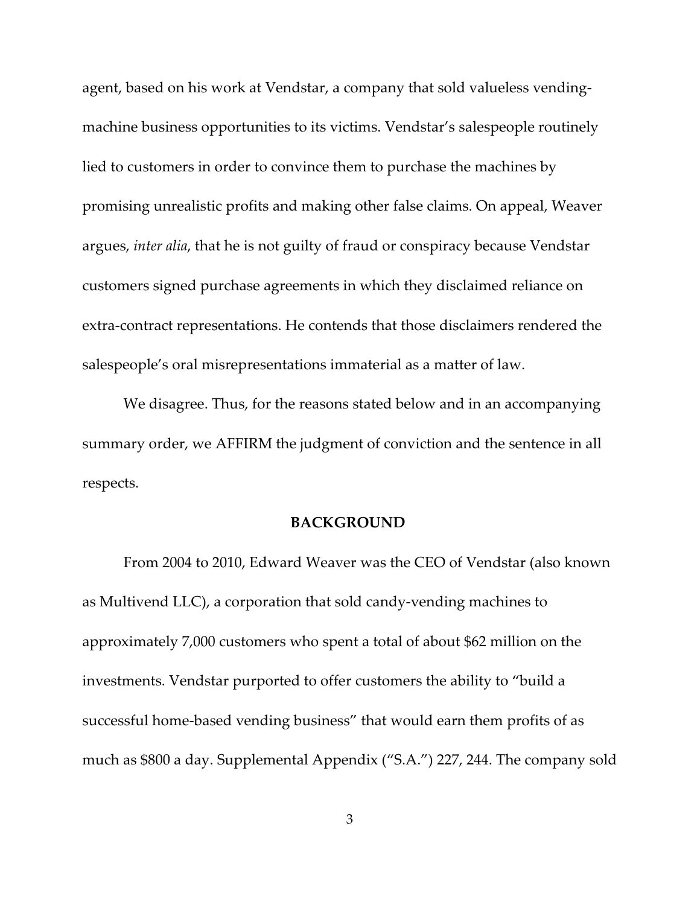agent, based on his work at Vendstar, a company that sold valueless vending-machine business opportunities to its victims. Vendstar's salespeople routinely lied to customers in order to convince them to purchase the machines by promising unrealistic profits and making other false claims. On appeal, Weaver argues, *inter alia*, that he is not guilty of fraud or conspiracy because Vendstar customers signed purchase agreements in which they disclaimed reliance on extra-contract representations. He contends that those disclaimers rendered the salespeople's oral misrepresentations immaterial as a matter of law.

We disagree. Thus, for the reasons stated below and in an accompanying summary order, we AFFIRM the judgment of conviction and the sentence in all respects.

## BACKGROUND

From 2004 to 2010, Edward Weaver was the CEO of Vendstar (also known as Multivend LLC), a corporation that sold candy-vending machines to approximately 7,000 customers who spent a total of about $62 million on the investments. Vendstar purported to offer customers the ability to "build a successful home-based vending business" that would earn them profits of as much as $800 a day. Supplemental Appendix ("S.A.") 227, 244. The company sold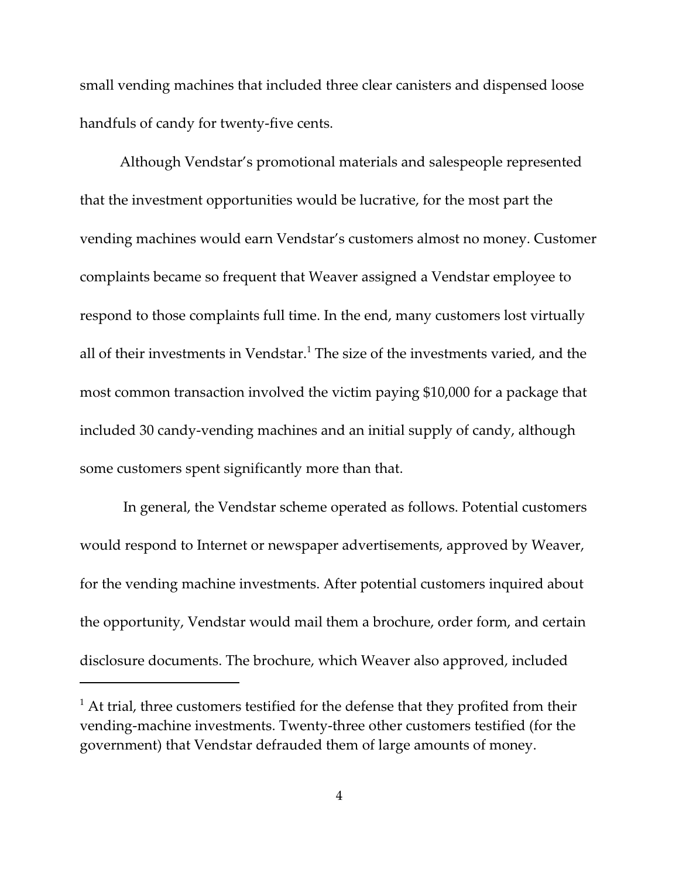small vending machines that included three clear canisters and dispensed loose handfuls of candy for twenty-five cents.

Although Vendstar's promotional materials and salespeople represented that the investment opportunities would be lucrative, for the most part the vending machines would earn Vendstar's customers almost no money. Customer complaints became so frequent that Weaver assigned a Vendstar employee to respond to those complaints full time. In the end, many customers lost virtually all of their investments in Vendstar.[1] The size of the investments varied, and the most common transaction involved the victim paying $10,000 for a package that included 30 candy-vending machines and an initial supply of candy, although some customers spent significantly more than that.

In general, the Vendstar scheme operated as follows. Potential customers would respond to Internet or newspaper advertisements, approved by Weaver, for the vending machine investments. After potential customers inquired about the opportunity, Vendstar would mail them a brochure, order form, and certain disclosure documents. The brochure, which Weaver also approved, included

---

[1] At trial, three customers testified for the defense that they profited from their vending-machine investments. Twenty-three other customers testified (for the government) that Vendstar defrauded them of large amounts of money.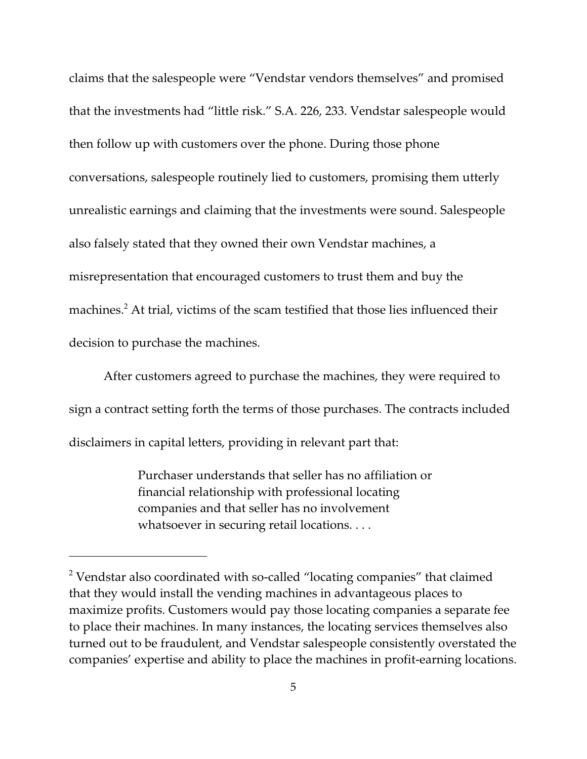claims that the salespeople were "Vendstar vendors themselves" and promised that the investments had "little risk." S.A. 226, 233. Vendstar salespeople would then follow up with customers over the phone. During those phone conversations, salespeople routinely lied to customers, promising them utterly unrealistic earnings and claiming that the investments were sound. Salespeople also falsely stated that they owned their own Vendstar machines, a misrepresentation that encouraged customers to trust them and buy the machines.[2] At trial, victims of the scam testified that those lies influenced their decision to purchase the machines.

After customers agreed to purchase the machines, they were required to sign a contract setting forth the terms of those purchases. The contracts included disclaimers in capital letters, providing in relevant part that:

> Purchaser understands that seller has no affiliation or financial relationship with professional locating companies and that seller has no involvement whatsoever in securing retail locations. . . .

---

[2] Vendstar also coordinated with so-called "locating companies" that claimed that they would install the vending machines in advantageous places to maximize profits. Customers would pay those locating companies a separate fee to place their machines. In many instances, the locating services themselves also turned out to be fraudulent, and Vendstar salespeople consistently overstated the companies' expertise and ability to place the machines in profit-earning locations.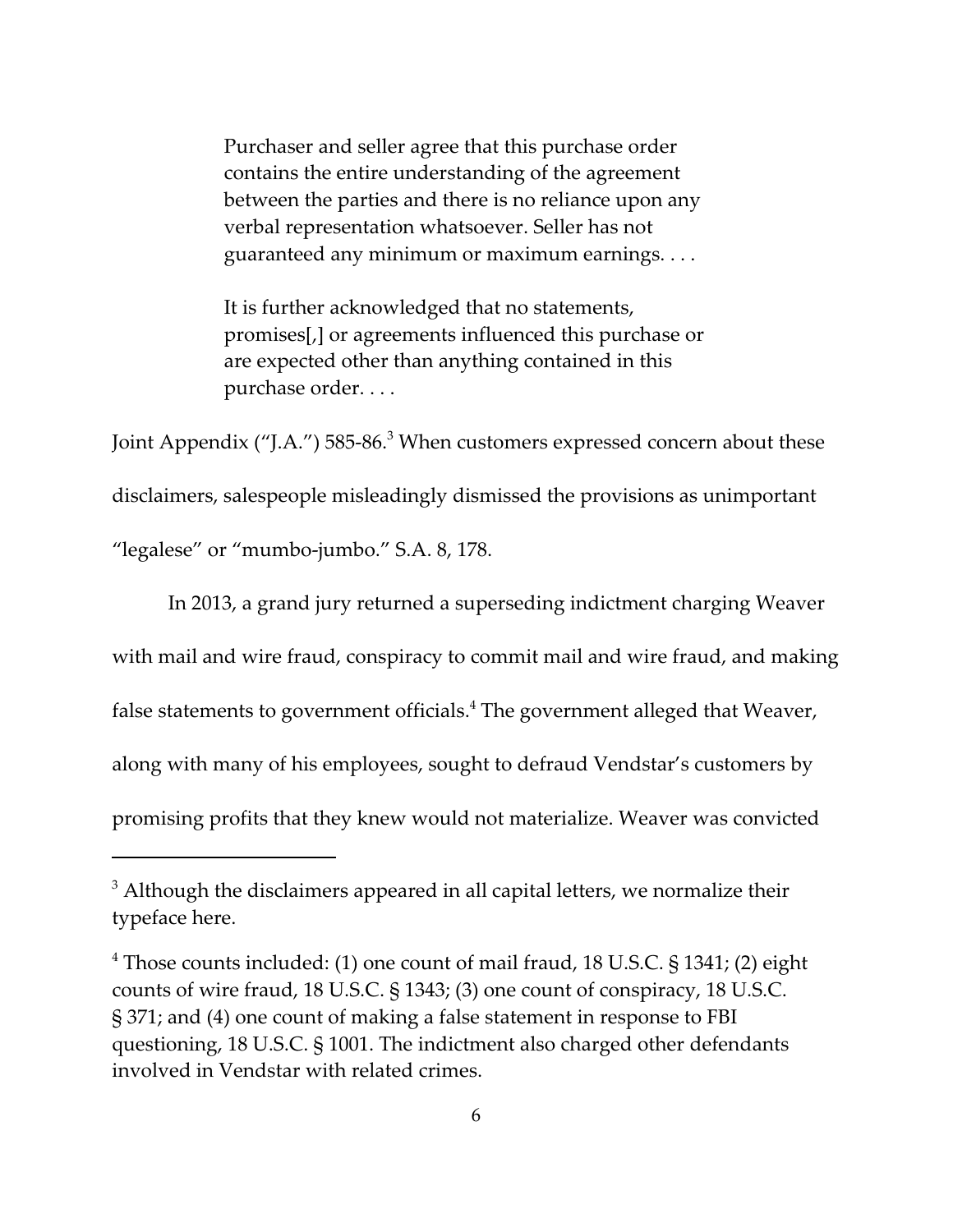> Purchaser and seller agree that this purchase order contains the entire understanding of the agreement between the parties and there is no reliance upon any verbal representation whatsoever. Seller has not guaranteed any minimum or maximum earnings. . . .
>
> It is further acknowledged that no statements, promises[,] or agreements influenced this purchase or are expected other than anything contained in this purchase order. . . .

Joint Appendix ("J.A.") 585-86.[3] When customers expressed concern about these disclaimers, salespeople misleadingly dismissed the provisions as unimportant "legalese" or "mumbo-jumbo." S.A. 8, 178.

In 2013, a grand jury returned a superseding indictment charging Weaver with mail and wire fraud, conspiracy to commit mail and wire fraud, and making false statements to government officials.[4] The government alleged that Weaver, along with many of his employees, sought to defraud Vendstar's customers by promising profits that they knew would not materialize. Weaver was convicted

---

[3] Although the disclaimers appeared in all capital letters, we normalize their typeface here.

[4] Those counts included: (1) one count of mail fraud, 18 U.S.C. § 1341; (2) eight counts of wire fraud, 18 U.S.C. § 1343; (3) one count of conspiracy, 18 U.S.C. § 371; and (4) one count of making a false statement in response to FBI questioning, 18 U.S.C. § 1001. The indictment also charged other defendants involved in Vendstar with related crimes.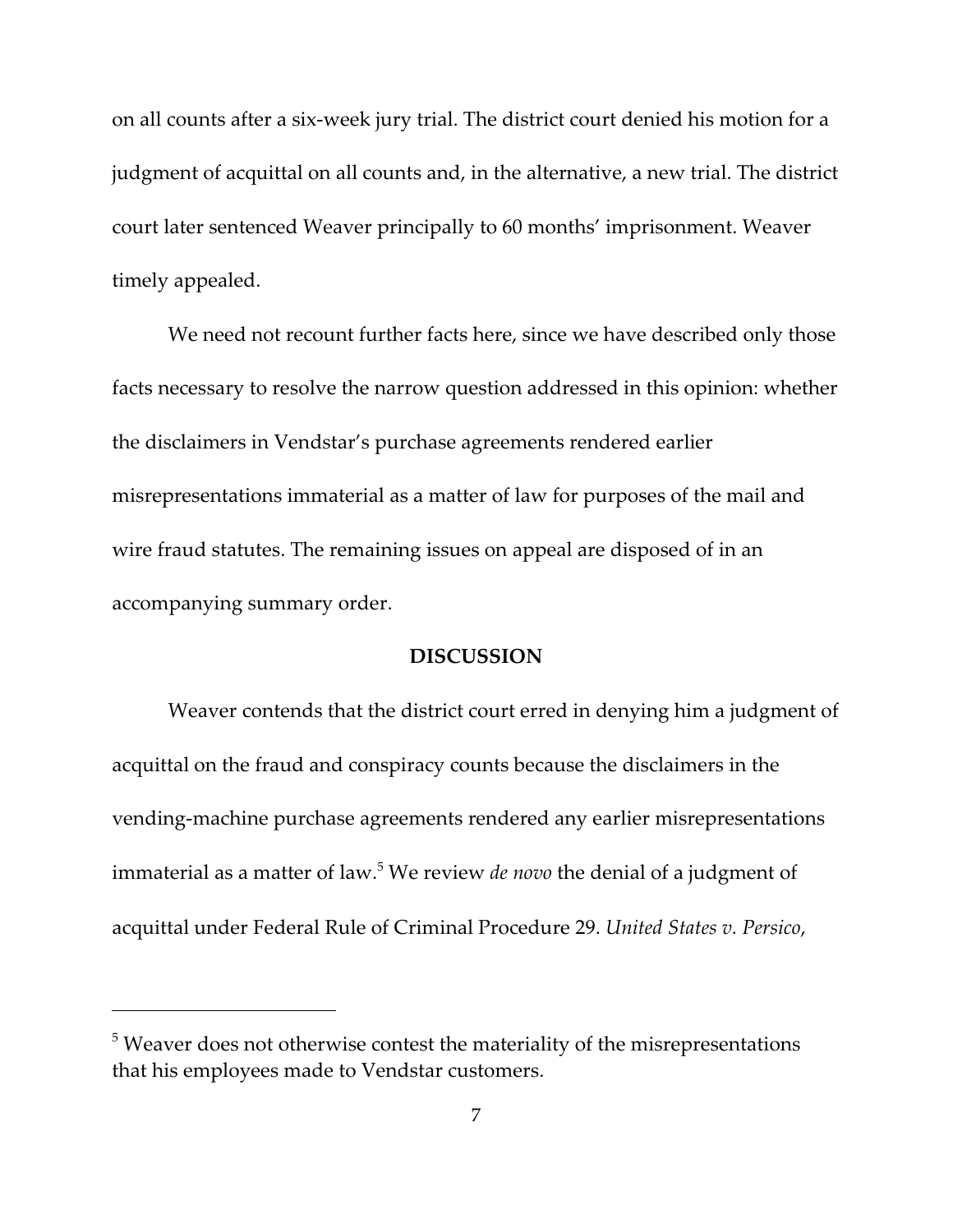on all counts after a six-week jury trial. The district court denied his motion for a judgment of acquittal on all counts and, in the alternative, a new trial. The district court later sentenced Weaver principally to 60 months' imprisonment. Weaver timely appealed.

We need not recount further facts here, since we have described only those facts necessary to resolve the narrow question addressed in this opinion: whether the disclaimers in Vendstar's purchase agreements rendered earlier misrepresentations immaterial as a matter of law for purposes of the mail and wire fraud statutes. The remaining issues on appeal are disposed of in an accompanying summary order.

## DISCUSSION

Weaver contends that the district court erred in denying him a judgment of acquittal on the fraud and conspiracy counts because the disclaimers in the vending-machine purchase agreements rendered any earlier misrepresentations immaterial as a matter of law.[5] We review *de novo* the denial of a judgment of acquittal under Federal Rule of Criminal Procedure 29. *United States v. Persico*,

---

[5] Weaver does not otherwise contest the materiality of the misrepresentations that his employees made to Vendstar customers.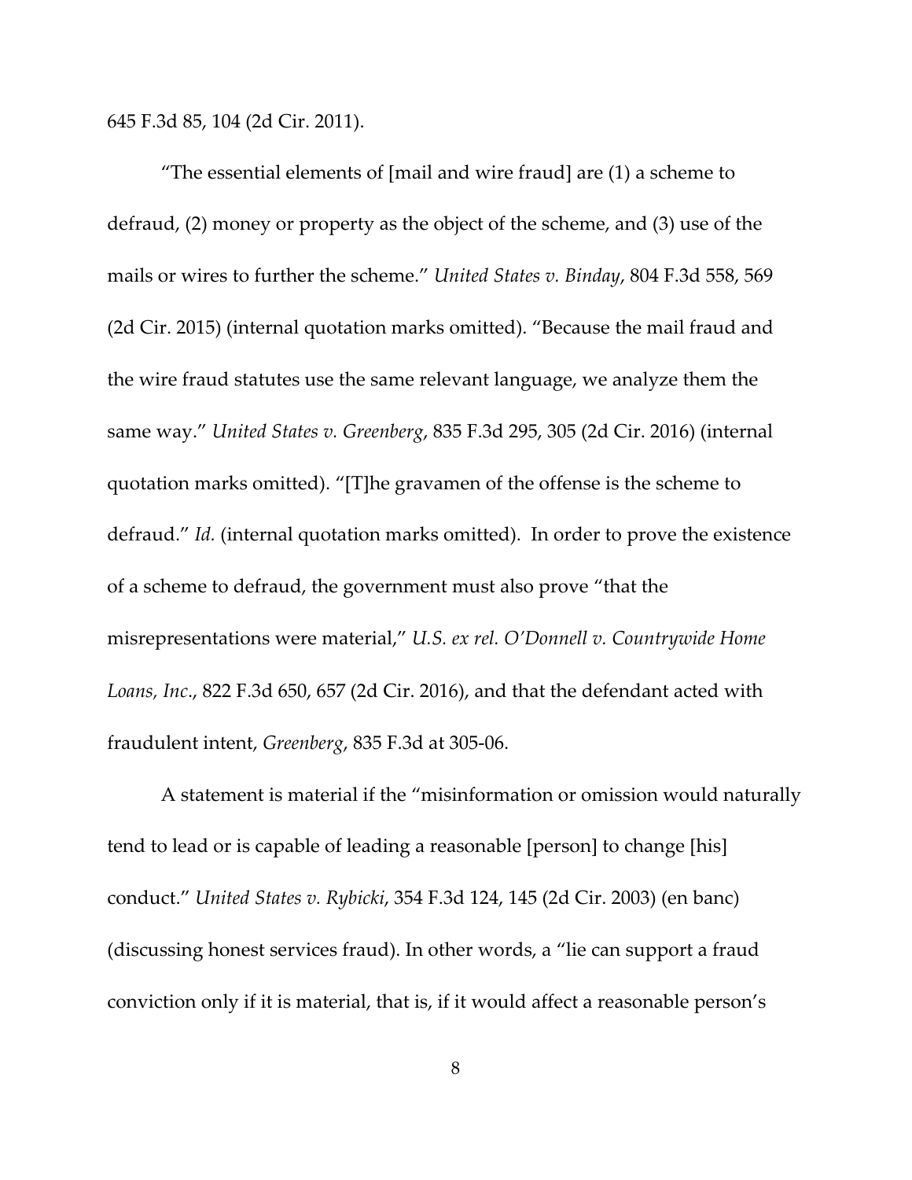645 F.3d 85, 104 (2d Cir. 2011).

"The essential elements of [mail and wire fraud] are (1) a scheme to defraud, (2) money or property as the object of the scheme, and (3) use of the mails or wires to further the scheme." *United States v. Binday*, 804 F.3d 558, 569 (2d Cir. 2015) (internal quotation marks omitted). "Because the mail fraud and the wire fraud statutes use the same relevant language, we analyze them the same way." *United States v. Greenberg*, 835 F.3d 295, 305 (2d Cir. 2016) (internal quotation marks omitted). "[T]he gravamen of the offense is the scheme to defraud." *Id.* (internal quotation marks omitted). In order to prove the existence of a scheme to defraud, the government must also prove "that the misrepresentations were material," *U.S. ex rel. O'Donnell v. Countrywide Home Loans, Inc*., 822 F.3d 650, 657 (2d Cir. 2016), and that the defendant acted with fraudulent intent, *Greenberg*, 835 F.3d at 305-06.

A statement is material if the "misinformation or omission would naturally tend to lead or is capable of leading a reasonable [person] to change [his] conduct." *United States v. Rybicki*, 354 F.3d 124, 145 (2d Cir. 2003) (en banc) (discussing honest services fraud). In other words, a "lie can support a fraud conviction only if it is material, that is, if it would affect a reasonable person's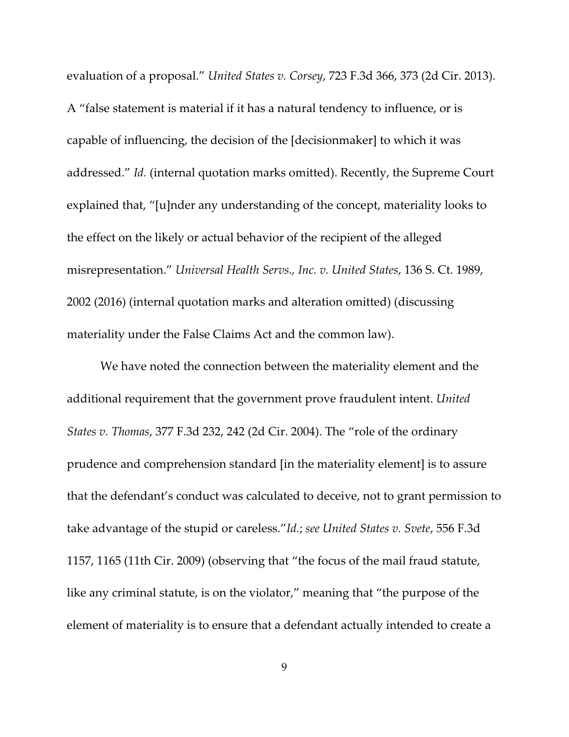evaluation of a proposal." *United States v. Corsey*, 723 F.3d 366, 373 (2d Cir. 2013). A "false statement is material if it has a natural tendency to influence, or is capable of influencing, the decision of the [decisionmaker] to which it was addressed." *Id.* (internal quotation marks omitted). Recently, the Supreme Court explained that, "[u]nder any understanding of the concept, materiality looks to the effect on the likely or actual behavior of the recipient of the alleged misrepresentation." *Universal Health Servs., Inc. v. United States*, 136 S. Ct. 1989, 2002 (2016) (internal quotation marks and alteration omitted) (discussing materiality under the False Claims Act and the common law).

We have noted the connection between the materiality element and the additional requirement that the government prove fraudulent intent. *United States v. Thomas*, 377 F.3d 232, 242 (2d Cir. 2004). The "role of the ordinary prudence and comprehension standard [in the materiality element] is to assure that the defendant's conduct was calculated to deceive, not to grant permission to take advantage of the stupid or careless."*Id.*; *see United States v. Svete*, 556 F.3d 1157, 1165 (11th Cir. 2009) (observing that "the focus of the mail fraud statute, like any criminal statute, is on the violator," meaning that "the purpose of the element of materiality is to ensure that a defendant actually intended to create a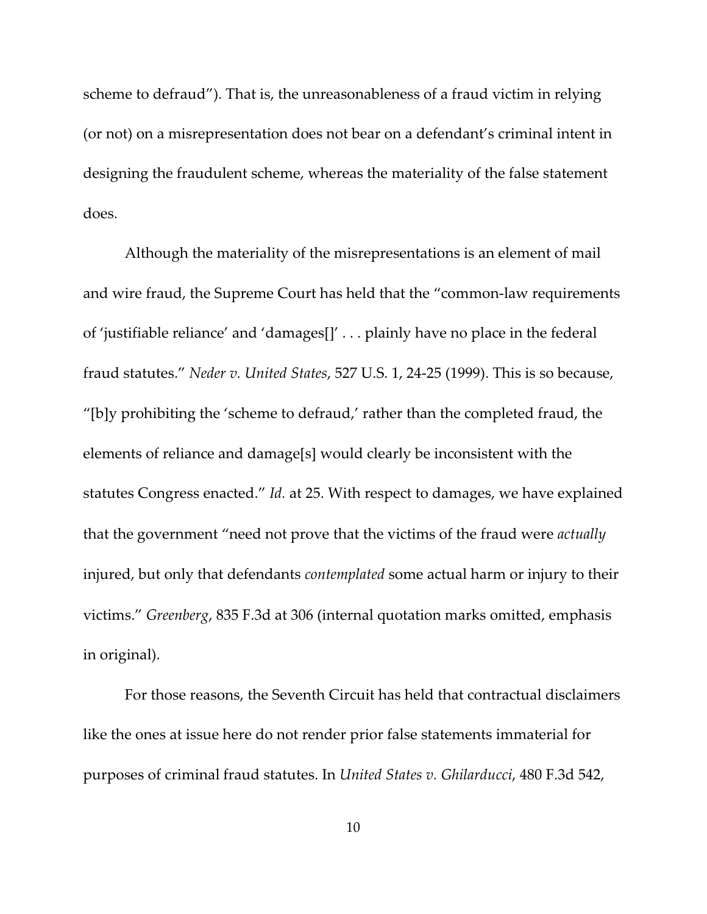scheme to defraud"). That is, the unreasonableness of a fraud victim in relying (or not) on a misrepresentation does not bear on a defendant's criminal intent in designing the fraudulent scheme, whereas the materiality of the false statement does.

Although the materiality of the misrepresentations is an element of mail and wire fraud, the Supreme Court has held that the "common-law requirements of 'justifiable reliance' and 'damages[]' . . . plainly have no place in the federal fraud statutes." *Neder v. United States*, 527 U.S. 1, 24-25 (1999). This is so because, "[b]y prohibiting the 'scheme to defraud,' rather than the completed fraud, the elements of reliance and damage[s] would clearly be inconsistent with the statutes Congress enacted." *Id.* at 25. With respect to damages, we have explained that the government "need not prove that the victims of the fraud were *actually* injured, but only that defendants *contemplated* some actual harm or injury to their victims." *Greenberg*, 835 F.3d at 306 (internal quotation marks omitted, emphasis in original).

For those reasons, the Seventh Circuit has held that contractual disclaimers like the ones at issue here do not render prior false statements immaterial for purposes of criminal fraud statutes. In *United States v. Ghilarducci*, 480 F.3d 542,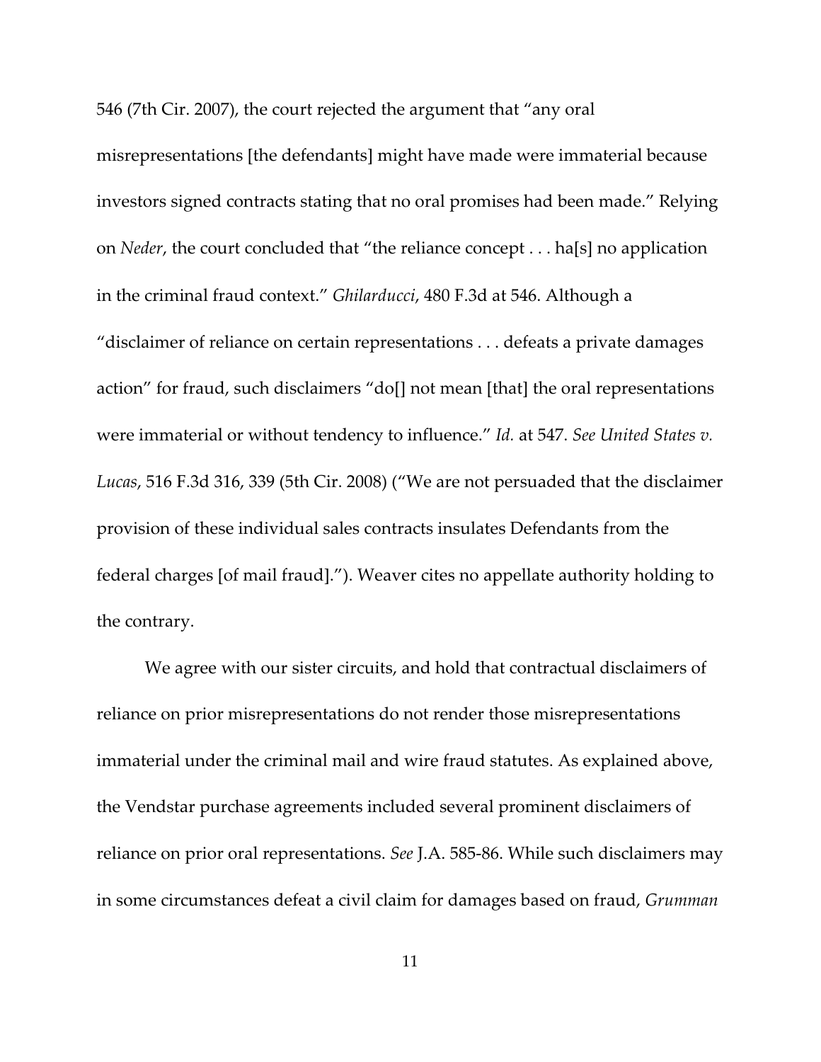546 (7th Cir. 2007), the court rejected the argument that "any oral misrepresentations [the defendants] might have made were immaterial because investors signed contracts stating that no oral promises had been made." Relying on *Neder*, the court concluded that "the reliance concept . . . ha[s] no application in the criminal fraud context." *Ghilarducci*, 480 F.3d at 546. Although a "disclaimer of reliance on certain representations . . . defeats a private damages action" for fraud, such disclaimers "do[] not mean [that] the oral representations were immaterial or without tendency to influence." *Id.* at 547. *See United States v. Lucas*, 516 F.3d 316, 339 (5th Cir. 2008) ("We are not persuaded that the disclaimer provision of these individual sales contracts insulates Defendants from the federal charges [of mail fraud]."). Weaver cites no appellate authority holding to the contrary.

We agree with our sister circuits, and hold that contractual disclaimers of reliance on prior misrepresentations do not render those misrepresentations immaterial under the criminal mail and wire fraud statutes. As explained above, the Vendstar purchase agreements included several prominent disclaimers of reliance on prior oral representations. *See* J.A. 585-86. While such disclaimers may in some circumstances defeat a civil claim for damages based on fraud, *Grumman*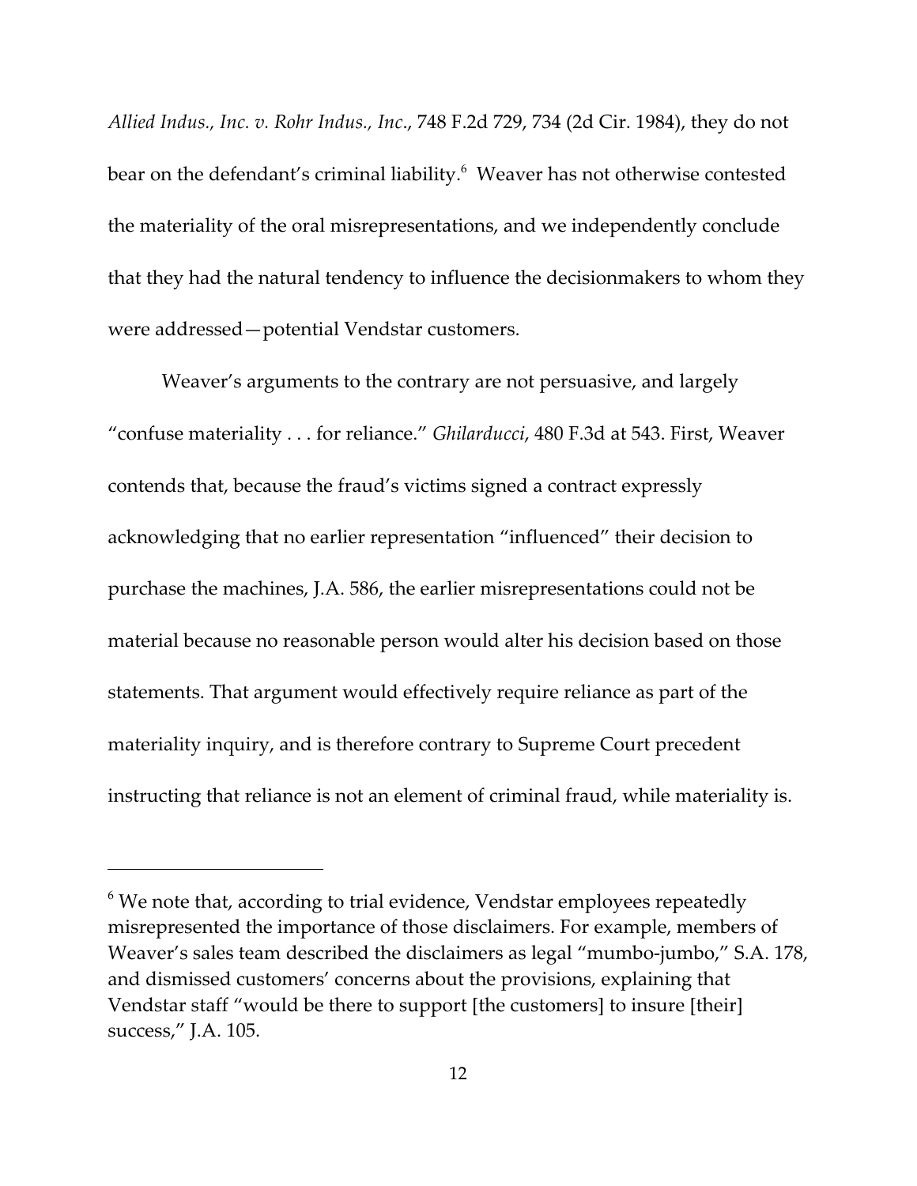*Allied Indus., Inc. v. Rohr Indus., Inc.*, 748 F.2d 729, 734 (2d Cir. 1984), they do not bear on the defendant's criminal liability.[6] Weaver has not otherwise contested the materiality of the oral misrepresentations, and we independently conclude that they had the natural tendency to influence the decisionmakers to whom they were addressed—potential Vendstar customers.

Weaver's arguments to the contrary are not persuasive, and largely "confuse materiality . . . for reliance." *Ghilarducci*, 480 F.3d at 543. First, Weaver contends that, because the fraud's victims signed a contract expressly acknowledging that no earlier representation "influenced" their decision to purchase the machines, J.A. 586, the earlier misrepresentations could not be material because no reasonable person would alter his decision based on those statements. That argument would effectively require reliance as part of the materiality inquiry, and is therefore contrary to Supreme Court precedent instructing that reliance is not an element of criminal fraud, while materiality is.

---

[6] We note that, according to trial evidence, Vendstar employees repeatedly misrepresented the importance of those disclaimers. For example, members of Weaver's sales team described the disclaimers as legal "mumbo-jumbo," S.A. 178, and dismissed customers' concerns about the provisions, explaining that Vendstar staff "would be there to support [the customers] to insure [their] success," J.A. 105.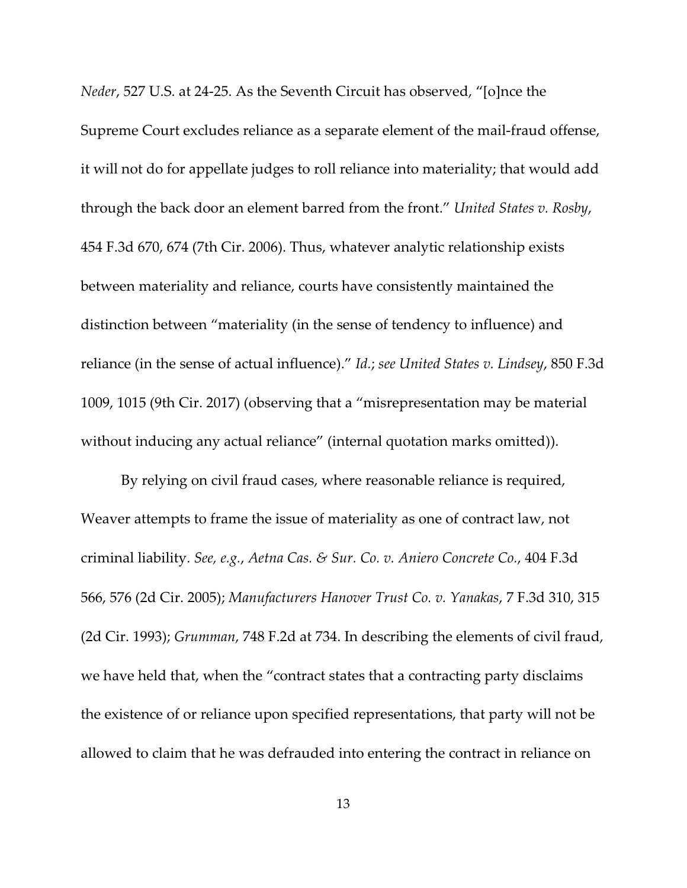*Neder*, 527 U.S. at 24-25. As the Seventh Circuit has observed, "[o]nce the Supreme Court excludes reliance as a separate element of the mail-fraud offense, it will not do for appellate judges to roll reliance into materiality; that would add through the back door an element barred from the front." *United States v. Rosby*, 454 F.3d 670, 674 (7th Cir. 2006). Thus, whatever analytic relationship exists between materiality and reliance, courts have consistently maintained the distinction between "materiality (in the sense of tendency to influence) and reliance (in the sense of actual influence)." *Id.*; *see United States v. Lindsey*, 850 F.3d 1009, 1015 (9th Cir. 2017) (observing that a "misrepresentation may be material without inducing any actual reliance" (internal quotation marks omitted)).

By relying on civil fraud cases, where reasonable reliance is required, Weaver attempts to frame the issue of materiality as one of contract law, not criminal liability. *See, e.g.*, *Aetna Cas. & Sur. Co. v. Aniero Concrete Co.*, 404 F.3d 566, 576 (2d Cir. 2005); *Manufacturers Hanover Trust Co. v. Yanakas*, 7 F.3d 310, 315 (2d Cir. 1993); *Grumman*, 748 F.2d at 734. In describing the elements of civil fraud, we have held that, when the "contract states that a contracting party disclaims the existence of or reliance upon specified representations, that party will not be allowed to claim that he was defrauded into entering the contract in reliance on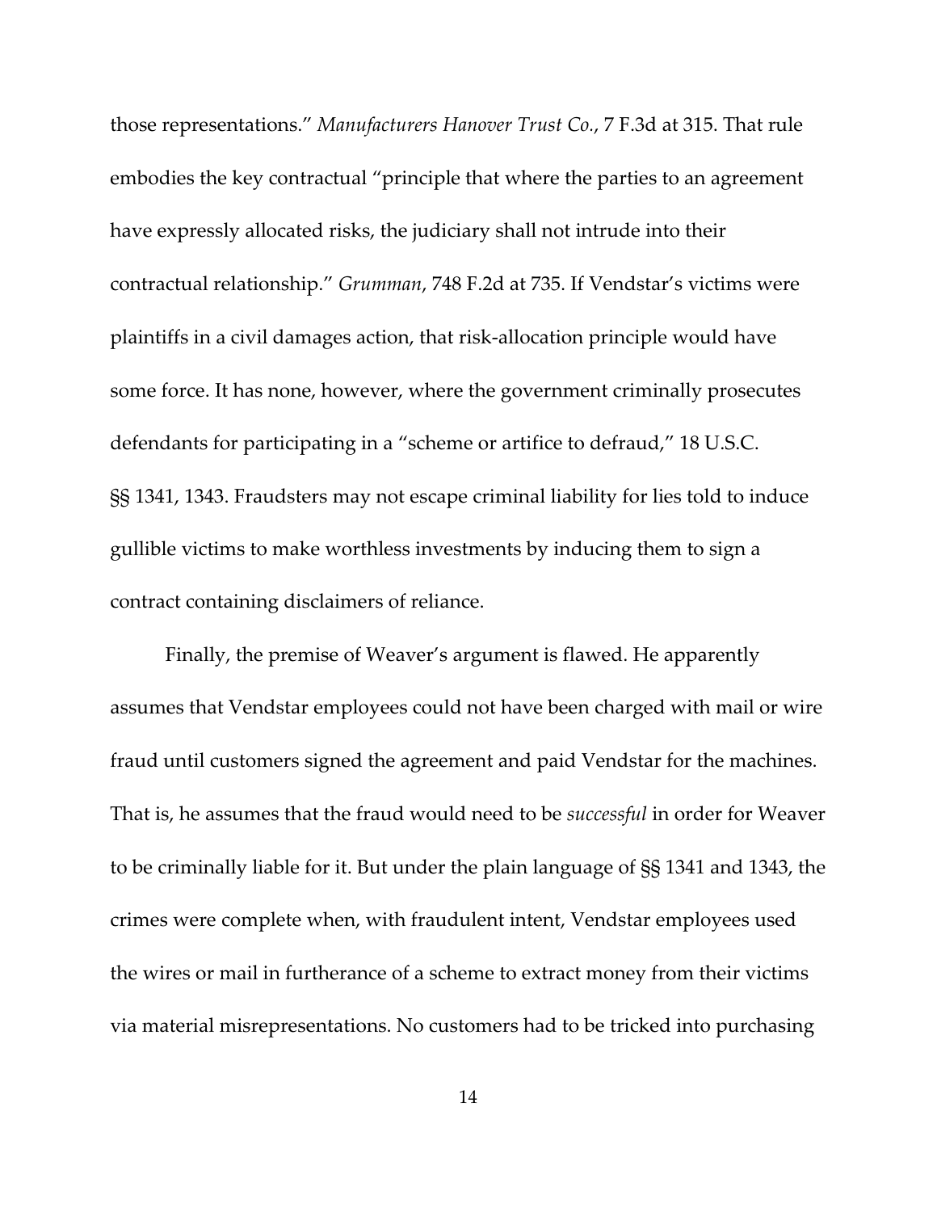those representations." *Manufacturers Hanover Trust Co.*, 7 F.3d at 315. That rule embodies the key contractual "principle that where the parties to an agreement have expressly allocated risks, the judiciary shall not intrude into their contractual relationship." *Grumman*, 748 F.2d at 735. If Vendstar's victims were plaintiffs in a civil damages action, that risk-allocation principle would have some force. It has none, however, where the government criminally prosecutes defendants for participating in a "scheme or artifice to defraud," 18 U.S.C. §§ 1341, 1343. Fraudsters may not escape criminal liability for lies told to induce gullible victims to make worthless investments by inducing them to sign a contract containing disclaimers of reliance.

Finally, the premise of Weaver's argument is flawed. He apparently assumes that Vendstar employees could not have been charged with mail or wire fraud until customers signed the agreement and paid Vendstar for the machines. That is, he assumes that the fraud would need to be *successful* in order for Weaver to be criminally liable for it. But under the plain language of §§ 1341 and 1343, the crimes were complete when, with fraudulent intent, Vendstar employees used the wires or mail in furtherance of a scheme to extract money from their victims via material misrepresentations. No customers had to be tricked into purchasing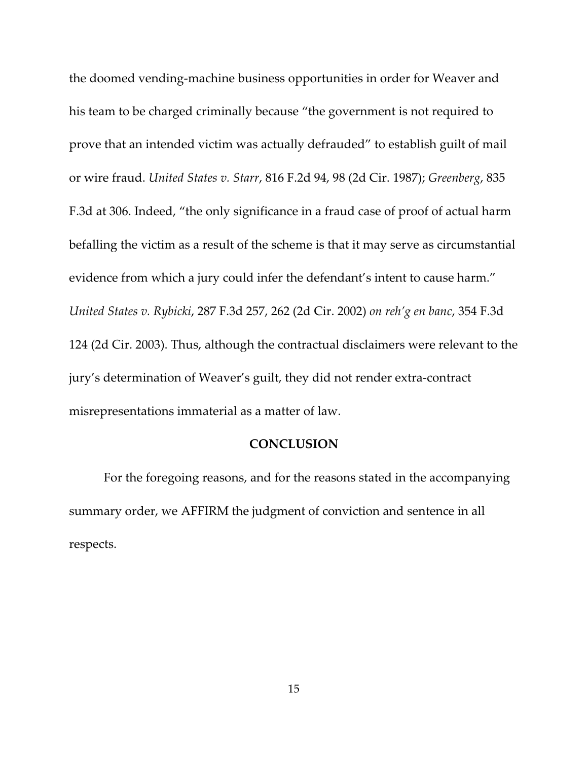the doomed vending-machine business opportunities in order for Weaver and his team to be charged criminally because "the government is not required to prove that an intended victim was actually defrauded" to establish guilt of mail or wire fraud. *United States v. Starr*, 816 F.2d 94, 98 (2d Cir. 1987); *Greenberg*, 835 F.3d at 306. Indeed, "the only significance in a fraud case of proof of actual harm befalling the victim as a result of the scheme is that it may serve as circumstantial evidence from which a jury could infer the defendant's intent to cause harm." *United States v. Rybicki*, 287 F.3d 257, 262 (2d Cir. 2002) *on reh'g en banc*, 354 F.3d 124 (2d Cir. 2003). Thus, although the contractual disclaimers were relevant to the jury's determination of Weaver's guilt, they did not render extra-contract misrepresentations immaterial as a matter of law.

## CONCLUSION

For the foregoing reasons, and for the reasons stated in the accompanying summary order, we AFFIRM the judgment of conviction and sentence in all respects.